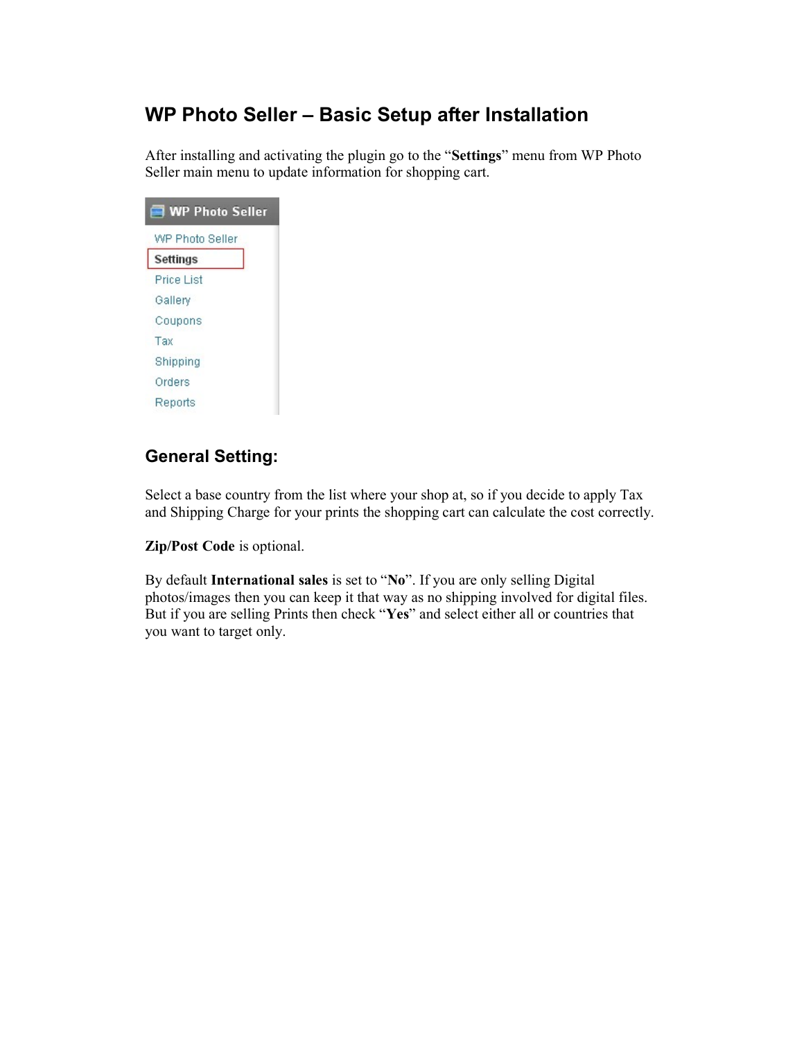# WP Photo Seller – Basic Setup after Installation

After installing and activating the plugin go to the "**Settings**" menu from WP Photo Seller main menu to update information for shopping cart.

## General Setting:

Select a base country from the list where your shop at, so if you decide to apply Tax and Shipping Charge for your prints the shopping cart can calculate the cost correctly.

**Zip/Post Code** is optional.

By default **International sales** is set to "**No**". If you are only selling Digital photos/images then you can keep it that way as no shipping involved for digital files. But if you are selling Prints then check "**Yes**" and select either all or countries that you want to target only.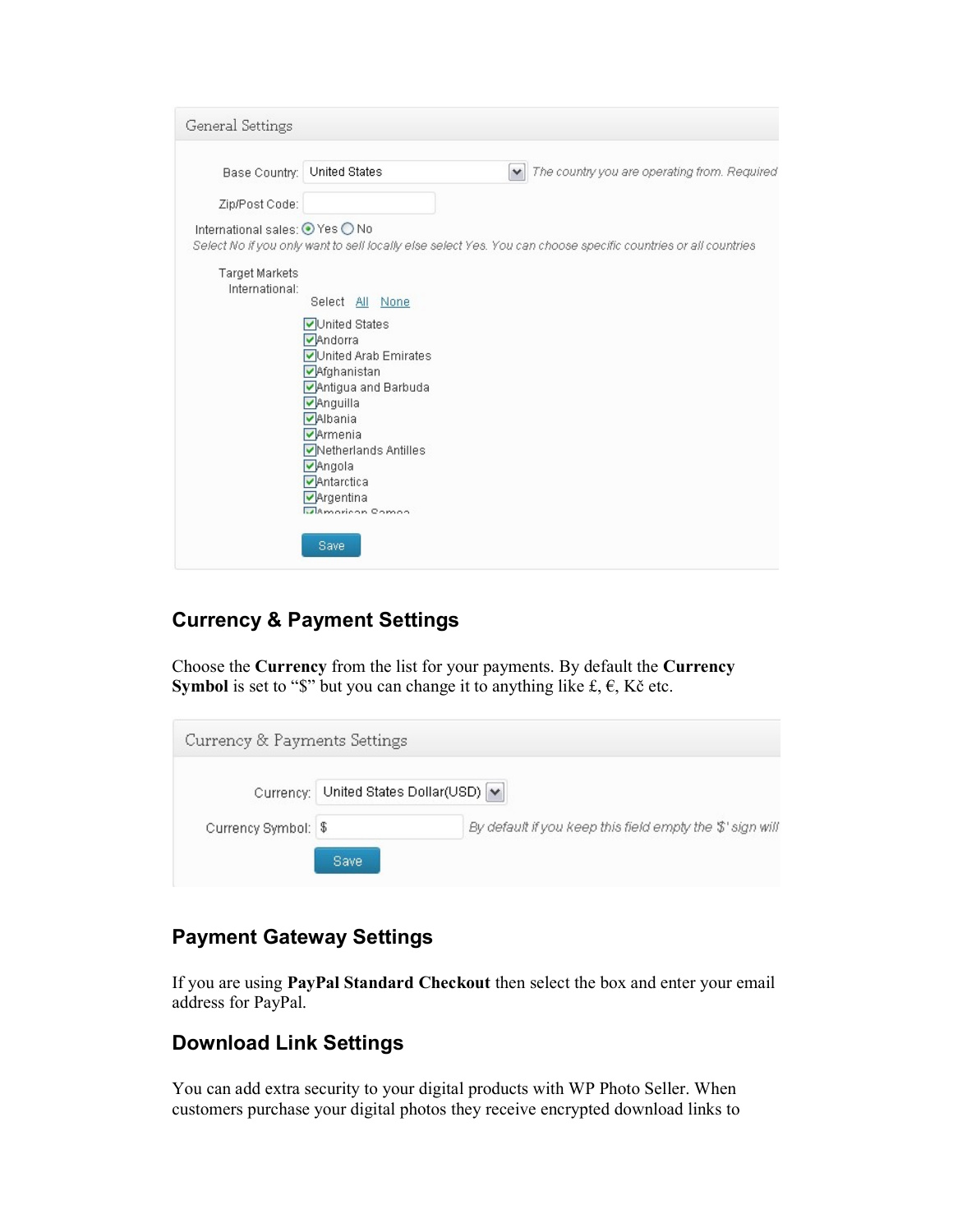General Settings

Base Country: United States — *The country you are operating from. Required*

Zip/Post Code:

International sales: Yes / No

*Select No if you only want to sell locally else select Yes. You can choose specific countries or all countries*

Target Markets International:

Select All None

- United States
- Andorra
- United Arab Emirates
- Afghanistan
- Antigua and Barbuda
- Anguilla
- Albania
- Armenia
- Netherlands Antilles
- Angola
- Antarctica
- Argentina
- American Samoa

Save

## Currency & Payment Settings

Choose the **Currency** from the list for your payments. By default the **Currency Symbol** is set to "$" but you can change it to anything like £, €, Kč etc.

Currency & Payments Settings

Currency: United States Dollar(USD)

Currency Symbol: $ — *By default if you keep this field empty the '$' sign will*

Save

## Payment Gateway Settings

If you are using **PayPal Standard Checkout** then select the box and enter your email address for PayPal.

## Download Link Settings

You can add extra security to your digital products with WP Photo Seller. When customers purchase your digital photos they receive encrypted download links to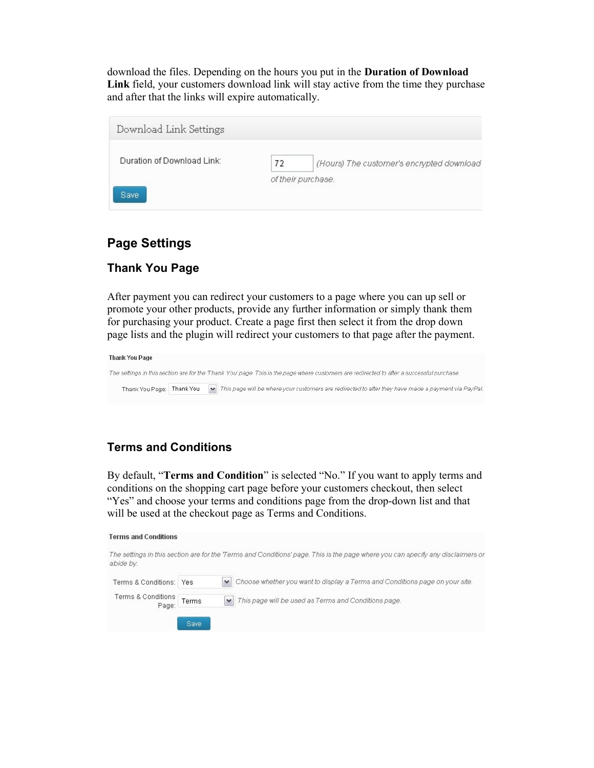download the files. Depending on the hours you put in the **Duration of Download Link** field, your customers download link will stay active from the time they purchase and after that the links will expire automatically.

Download Link Settings

Duration of Download Link: 72 *(Hours) The customer's encrypted download of their purchase.*

Save

## Page Settings

### Thank You Page

After payment you can redirect your customers to a page where you can up sell or promote your other products, provide any further information or simply thank them for purchasing your product. Create a page first then select it from the drop down page lists and the plugin will redirect your customers to that page after the payment.

**Thank You Page**

*The settings in this section are for the 'Thank You' page. This is the page where customers are redirected to after a successful purchase.*

Thank You Page: Thank You *This page will be where your customers are redirected to after they have made a payment via PayPal.*

### Terms and Conditions

By default, "**Terms and Condition**" is selected "No." If you want to apply terms and conditions on the shopping cart page before your customers checkout, then select "Yes" and choose your terms and conditions page from the drop-down list and that will be used at the checkout page as Terms and Conditions.

**Terms and Conditions**

*The settings in this section are for the 'Terms and Conditions' page. This is the page where you can specify any disclaimers or abide by.*

Terms & Conditions: Yes *Choose whether you want to display a Terms and Conditions page on your site.*

Terms & Conditions Page: Terms *This page will be used as Terms and Conditions page.*

Save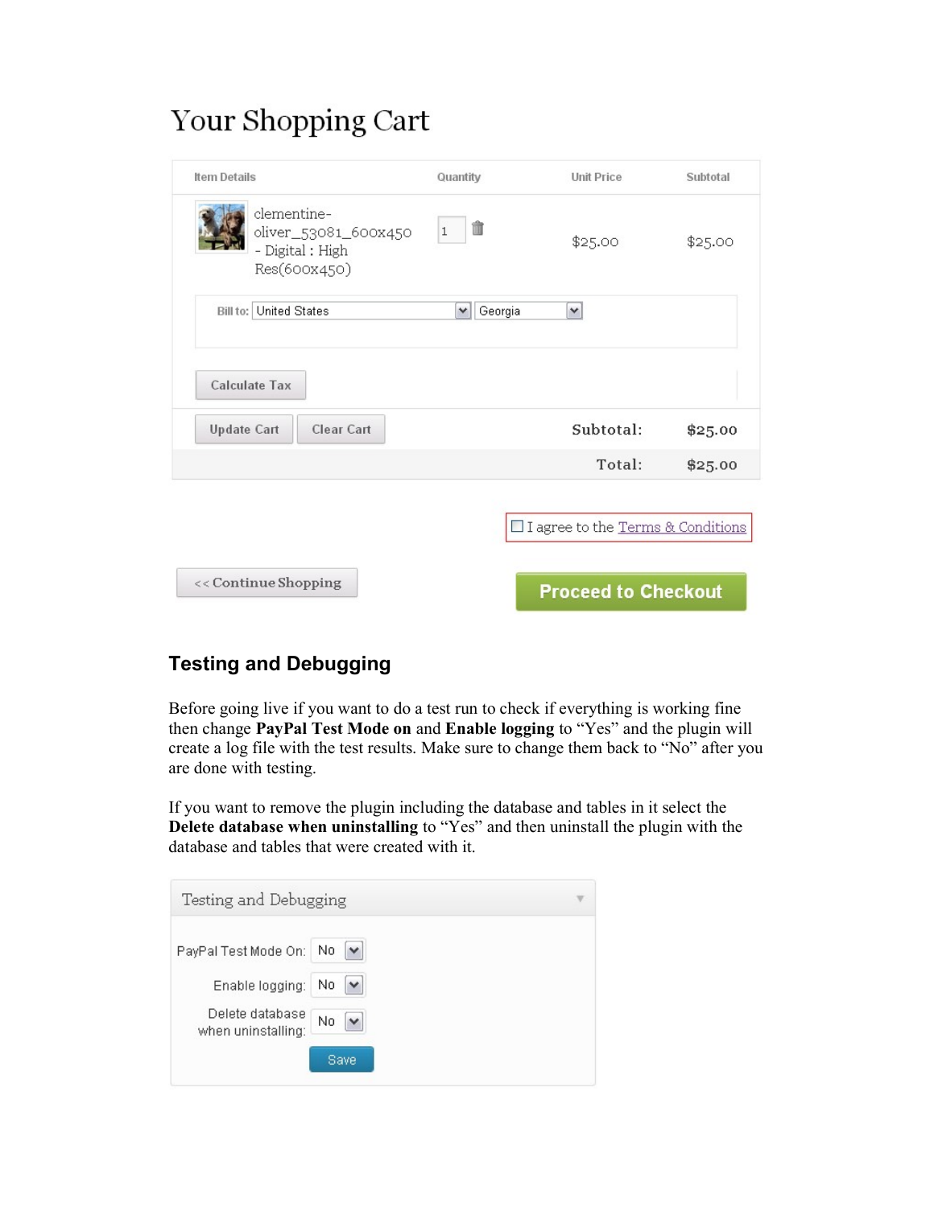## Your Shopping Cart

| Item Details | Quantity | Unit Price | Subtotal |
|---|---|---|---|
| clementine-oliver_53081_600x450 - Digital : High Res(600x450) | 1 | $25.00 | $25.00 |

Bill to: United States Georgia

Calculate Tax

Update Cart Clear Cart

Subtotal: $25.00

Total: $25.00

I agree to the Terms & Conditions

<< Continue Shopping

Proceed to Checkout

## Testing and Debugging

Before going live if you want to do a test run to check if everything is working fine then change **PayPal Test Mode on** and **Enable logging** to "Yes" and the plugin will create a log file with the test results. Make sure to change them back to "No" after you are done with testing.

If you want to remove the plugin including the database and tables in it select the **Delete database when uninstalling** to "Yes" and then uninstall the plugin with the database and tables that were created with it.

Testing and Debugging

PayPal Test Mode On: No

Enable logging: No

Delete database when uninstalling: No

Save